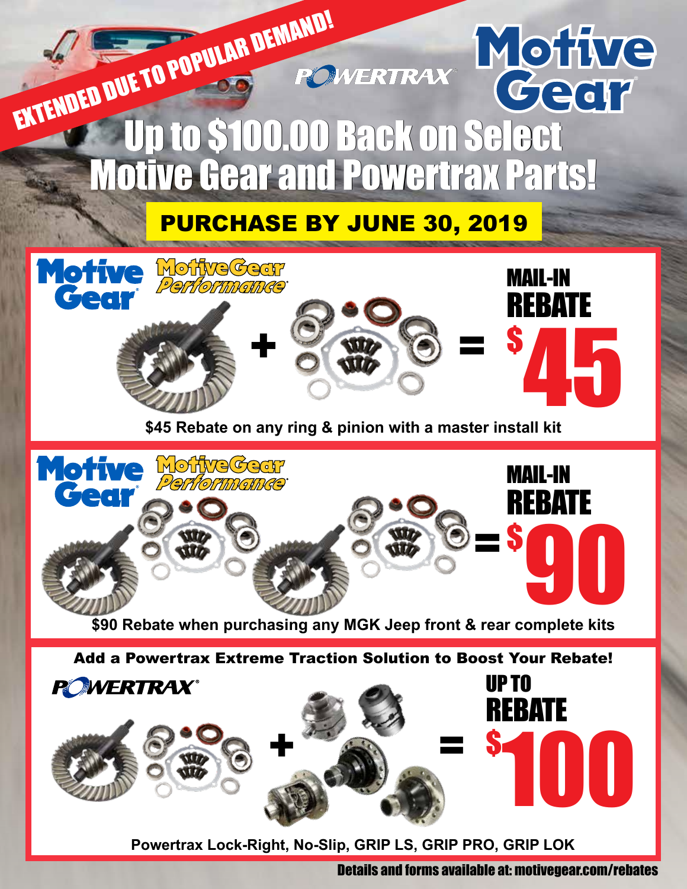EXTENDED DUE TO POPULAR DEMAND!

POWERTRAX

Motive Gear

# Up to $100.00 Back on Select Motive Gear and Powertrax Parts!

**PURCHASE BY JUNE 30, 2019**

Motive Gear | Motive Gear Performance

MAIL-IN REBATE $45

**$45 Rebate on any ring & pinion with a master install kit**

Motive Gear | Motive Gear Performance

MAIL-IN REBATE $90

**$90 Rebate when purchasing any MGK Jeep front & rear complete kits**

**Add a Powertrax Extreme Traction Solution to Boost Your Rebate!**

POWERTRAX

UP TO REBATE $100

**Powertrax Lock-Right, No-Slip, GRIP LS, GRIP PRO, GRIP LOK**

**Details and forms available at: motivegear.com/rebates**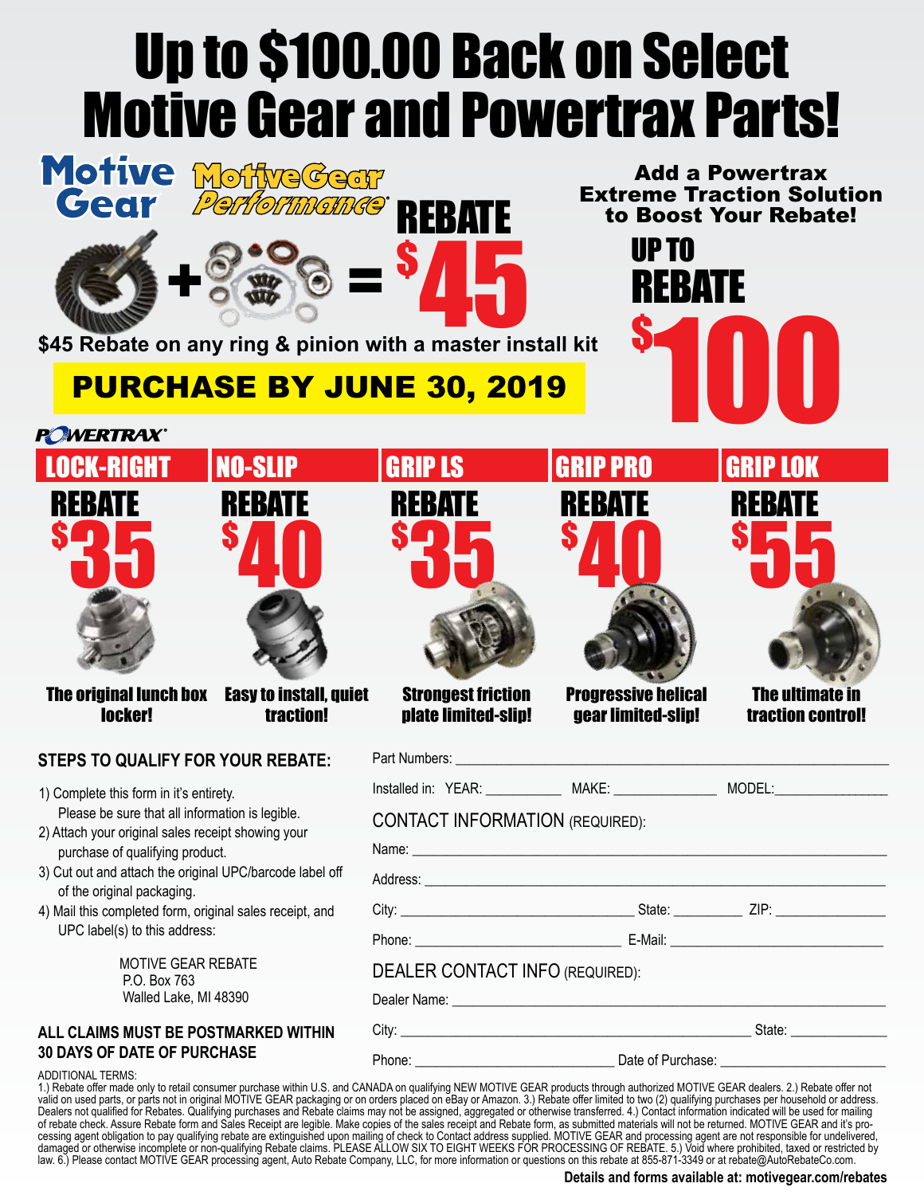# Up to $100.00 Back on Select Motive Gear and Powertrax Parts!

Motive Gear | MotiveGear Performance

**REBATE $45**

$45 Rebate on any ring & pinion with a master install kit

**PURCHASE BY JUNE 30, 2019**

**Add a Powertrax Extreme Traction Solution to Boost Your Rebate!**

**UP TO REBATE $100**

POWERTRAX

| LOCK-RIGHT | NO-SLIP | GRIP LS | GRIP PRO | GRIP LOK |
|---|---|---|---|---|
| REBATE $35 | REBATE $40 | REBATE $35 | REBATE $40 | REBATE $55 |
| The original lunch box locker! | Easy to install, quiet traction! | Strongest friction plate limited-slip! | Progressive helical gear limited-slip! | The ultimate in traction control! |

## STEPS TO QUALIFY FOR YOUR REBATE:

1) Complete this form in it's entirety. Please be sure that all information is legible.
2) Attach your original sales receipt showing your purchase of qualifying product.
3) Cut out and attach the original UPC/barcode label off of the original packaging.
4) Mail this completed form, original sales receipt, and UPC label(s) to this address:

MOTIVE GEAR REBATE
P.O. Box 763
Walled Lake, MI 48390

**ALL CLAIMS MUST BE POSTMARKED WITHIN 30 DAYS OF DATE OF PURCHASE**

Part Numbers: ______________________________

Installed in: YEAR: __________ MAKE: ______________ MODEL: ______________

CONTACT INFORMATION (REQUIRED):

Name: ______________________________

Address: ______________________________

City: ____________________ State: ________ ZIP: ____________

Phone: ____________________ E-Mail: ____________________

DEALER CONTACT INFO (REQUIRED):

Dealer Name: ______________________________

City: ______________________________ State: ____________

Phone: ____________________ Date of Purchase: ____________________

ADDITIONAL TERMS:
1.) Rebate offer made only to retail consumer purchase within U.S. and CANADA on qualifying NEW MOTIVE GEAR products through authorized MOTIVE GEAR dealers. 2.) Rebate offer not valid on used parts, or parts not in original MOTIVE GEAR packaging or on orders placed on eBay or Amazon. 3.) Rebate offer limited to two (2) qualifying purchases per household or address. Dealers not qualified for Rebates. Qualifying purchases and Rebate claims may not be assigned, aggregated or otherwise transferred. 4.) Contact information indicated will be used for mailing of rebate check. Assure Rebate form and Sales Receipt are legible. Make copies of the sales receipt and Rebate form, as submitted materials will not be returned. MOTIVE GEAR and processing agent obligation to pay qualifying rebate are extinguished upon mailing of check to Contact address supplied. MOTIVE GEAR and processing agent are not responsible for undelivered, damaged or otherwise incomplete or non-qualifying Rebate claims. PLEASE ALLOW SIX TO EIGHT WEEKS FOR PROCESSING OF REBATE. 5.) Void where prohibited, taxed or restricted by law. 6.) Please contact MOTIVE GEAR processing agent, Auto Rebate Company, LLC, for more information or questions on this rebate at 855-871-3349 or at rebate@AutoRebateCo.com.

**Details and forms available at: motivegear.com/rebates**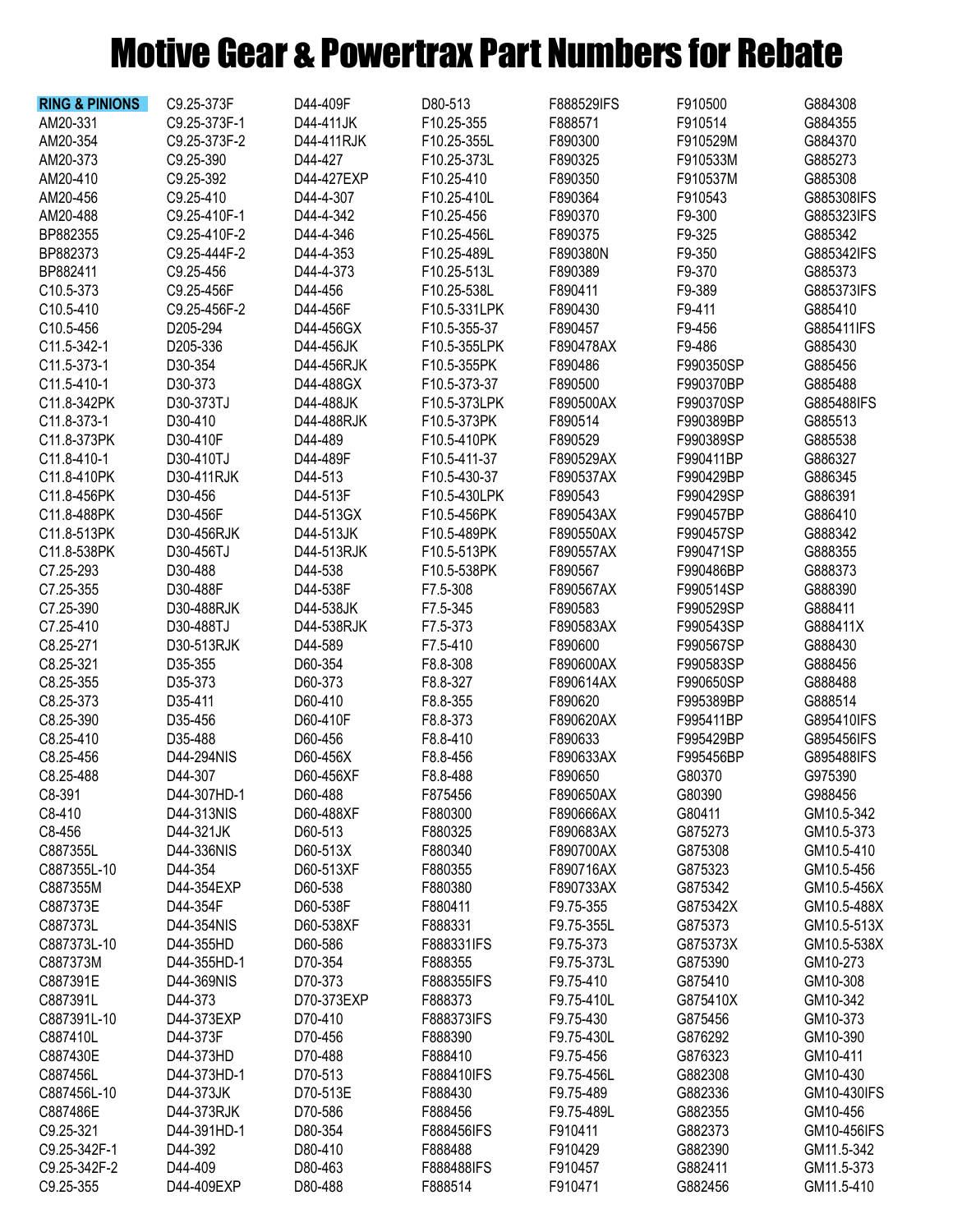# Motive Gear & Powertrax Part Numbers for Rebate

**RING & PINIONS**

AM20-331
AM20-354
AM20-373
AM20-410
AM20-456
AM20-488
BP882355
BP882373
BP882411
C10.5-373
C10.5-410
C10.5-456
C11.5-342-1
C11.5-373-1
C11.5-410-1
C11.8-342PK
C11.8-373-1
C11.8-373PK
C11.8-410-1
C11.8-410PK
C11.8-456PK
C11.8-488PK
C11.8-513PK
C11.8-538PK
C7.25-293
C7.25-355
C7.25-390
C7.25-410
C8.25-271
C8.25-321
C8.25-355
C8.25-373
C8.25-390
C8.25-410
C8.25-456
C8.25-488
C8-391
C8-410
C8-456
C887355L
C887355L-10
C887355M
C887373E
C887373L
C887373L-10
C887373M
C887391E
C887391L
C887391L-10
C887410L
C887430E
C887456L
C887456L-10
C887486E
C9.25-321
C9.25-342F-1
C9.25-342F-2
C9.25-355
C9.25-373F
C9.25-373F-1
C9.25-373F-2
C9.25-390
C9.25-392
C9.25-410
C9.25-410F-1
C9.25-410F-2
C9.25-444F-2
C9.25-456
C9.25-456F
C9.25-456F-2
D205-294
D205-336
D30-354
D30-373
D30-373TJ
D30-410
D30-410F
D30-410TJ
D30-411RJK
D30-456
D30-456F
D30-456RJK
D30-456TJ
D30-488
D30-488F
D30-488RJK
D30-488TJ
D30-513RJK
D35-355
D35-373
D35-411
D35-456
D35-488
D44-294NIS
D44-307
D44-307HD-1
D44-313NIS
D44-321JK
D44-336NIS
D44-354
D44-354EXP
D44-354F
D44-354NIS
D44-355HD
D44-355HD-1
D44-369NIS
D44-373
D44-373EXP
D44-373F
D44-373HD
D44-373HD-1
D44-373JK
D44-373RJK
D44-391HD-1
D44-392
D44-409
D44-409EXP
D44-409F
D44-411JK
D44-411RJK
D44-427
D44-427EXP
D44-4-307
D44-4-342
D44-4-346
D44-4-353
D44-4-373
D44-456
D44-456F
D44-456GX
D44-456JK
D44-456RJK
D44-488GX
D44-488JK
D44-488RJK
D44-489
D44-489F
D44-513
D44-513F
D44-513GX
D44-513JK
D44-513RJK
D44-538
D44-538F
D44-538JK
D44-538RJK
D44-589
D60-354
D60-373
D60-410
D60-410F
D60-456
D60-456X
D60-456XF
D60-488
D60-488XF
D60-513
D60-513X
D60-513XF
D60-538
D60-538F
D60-538XF
D60-586
D70-354
D70-373
D70-373EXP
D70-410
D70-456
D70-488
D70-513
D70-513E
D70-586
D80-354
D80-410
D80-463
D80-488
D80-513
F10.25-355
F10.25-355L
F10.25-373L
F10.25-410
F10.25-410L
F10.25-456
F10.25-456L
F10.25-489L
F10.25-513L
F10.25-538L
F10.5-331LPK
F10.5-355-37
F10.5-355LPK
F10.5-355PK
F10.5-373-37
F10.5-373LPK
F10.5-373PK
F10.5-410PK
F10.5-411-37
F10.5-430-37
F10.5-430LPK
F10.5-456PK
F10.5-489PK
F10.5-513PK
F10.5-538PK
F7.5-308
F7.5-345
F7.5-373
F7.5-410
F8.8-308
F8.8-327
F8.8-355
F8.8-373
F8.8-410
F8.8-456
F8.8-488
F875456
F880300
F880325
F880340
F880355
F880380
F880411
F888331
F888331IFS
F888355
F888355IFS
F888373
F888373IFS
F888390
F888410
F888410IFS
F888430
F888456
F888456IFS
F888488
F888488IFS
F888514
F888529IFS
F888571
F890300
F890325
F890350
F890364
F890370
F890375
F890380N
F890389
F890411
F890430
F890457
F890478AX
F890486
F890500
F890500AX
F890514
F890529
F890529AX
F890537AX
F890543
F890543AX
F890550AX
F890557AX
F890567
F890567AX
F890583
F890583AX
F890600
F890600AX
F890614AX
F890620
F890620AX
F890633
F890633AX
F890650
F890650AX
F890666AX
F890683AX
F890700AX
F890716AX
F890733AX
F9.75-355
F9.75-355L
F9.75-373
F9.75-373L
F9.75-410
F9.75-410L
F9.75-430
F9.75-430L
F9.75-456
F9.75-456L
F9.75-489
F9.75-489L
F910411
F910429
F910457
F910471
F910500
F910514
F910529M
F910533M
F910537M
F910543
F9-300
F9-325
F9-350
F9-370
F9-389
F9-411
F9-456
F9-486
F990350SP
F990370BP
F990370SP
F990389BP
F990389SP
F990411BP
F990429BP
F990429SP
F990457BP
F990457SP
F990471SP
F990486BP
F990514SP
F990529SP
F990543SP
F990567SP
F990583SP
F990650SP
F995389BP
F995411BP
F995429BP
F995456BP
G80370
G80390
G80411
G875273
G875308
G875323
G875342
G875342X
G875373
G875373X
G875390
G875410
G875410X
G875456
G876292
G876323
G882308
G882336
G882355
G882373
G882390
G882411
G882456
G884308
G884355
G884370
G885273
G885308
G885308IFS
G885323IFS
G885342
G885342IFS
G885373
G885373IFS
G885410
G885411IFS
G885430
G885456
G885488
G885488IFS
G885513
G885538
G886327
G886345
G886391
G886410
G888342
G888355
G888373
G888390
G888411
G888411X
G888430
G888456
G888488
G888514
G895410IFS
G895456IFS
G895488IFS
G975390
G988456
GM10.5-342
GM10.5-373
GM10.5-410
GM10.5-456
GM10.5-456X
GM10.5-488X
GM10.5-513X
GM10.5-538X
GM10-273
GM10-308
GM10-342
GM10-373
GM10-390
GM10-411
GM10-430
GM10-430IFS
GM10-456
GM10-456IFS
GM11.5-342
GM11.5-373
GM11.5-410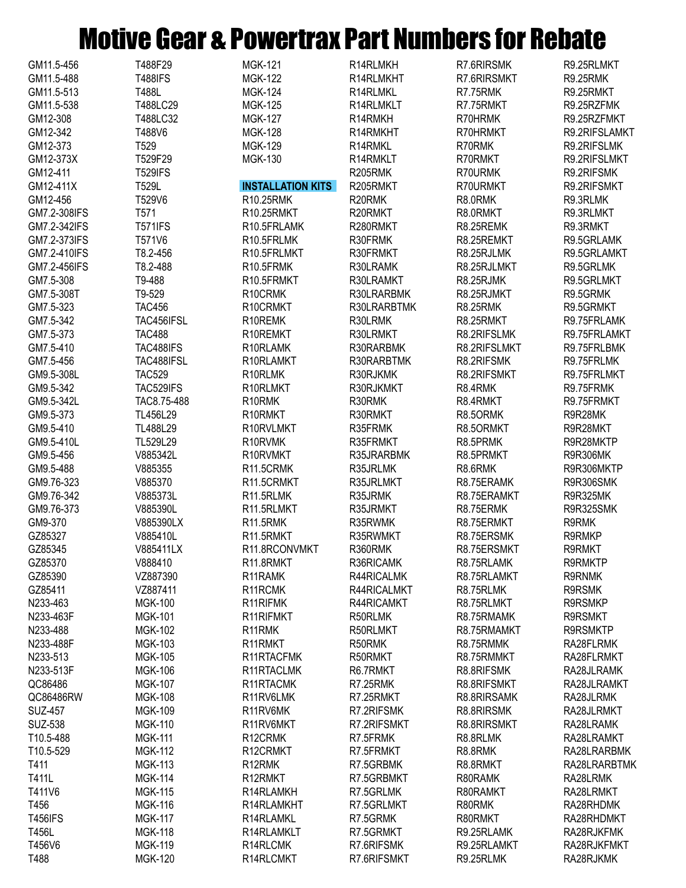# Motive Gear & Powertrax Part Numbers for Rebate

GM11.5-456
GM11.5-488
GM11.5-513
GM11.5-538
GM12-308
GM12-342
GM12-373
GM12-373X
GM12-411
GM12-411X
GM12-456
GM7.2-308IFS
GM7.2-342IFS
GM7.2-373IFS
GM7.2-410IFS
GM7.2-456IFS
GM7.5-308
GM7.5-308T
GM7.5-323
GM7.5-342
GM7.5-373
GM7.5-410
GM7.5-456
GM9.5-308L
GM9.5-342
GM9.5-342L
GM9.5-373
GM9.5-410
GM9.5-410L
GM9.5-456
GM9.5-488
GM9.76-323
GM9.76-342
GM9.76-373
GM9-370
GZ85327
GZ85345
GZ85370
GZ85390
GZ85411
N233-463
N233-463F
N233-488
N233-488F
N233-513
N233-513F
QC86486
QC86486RW
SUZ-457
SUZ-538
T10.5-488
T10.5-529
T411
T411L
T411V6
T456
T456IFS
T456L
T456V6
T488
T488F29
T488IFS
T488L
T488LC29
T488LC32
T488V6
T529
T529F29
T529IFS
T529L
T529V6
T571
T571IFS
T571V6
T8.2-456
T8.2-488
T9-488
T9-529
TAC456
TAC456IFSL
TAC488
TAC488IFS
TAC488IFSL
TAC529
TAC529IFS
TAC8.75-488
TL456L29
TL488L29
TL529L29
V885342L
V885355
V885370
V885373L
V885390L
V885390LX
V885410L
V885411LX
V888410
VZ887390
VZ887411
MGK-100
MGK-101
MGK-102
MGK-103
MGK-105
MGK-106
MGK-107
MGK-108
MGK-109
MGK-110
MGK-111
MGK-112
MGK-113
MGK-114
MGK-115
MGK-116
MGK-117
MGK-118
MGK-119
MGK-120
MGK-121
MGK-122
MGK-124
MGK-125
MGK-127
MGK-128
MGK-129
MGK-130

**INSTALLATION KITS**

R10.25RMK
R10.25RMKT
R10.5FRLAMK
R10.5FRLMK
R10.5FRLMKT
R10.5FRMK
R10.5FRMKT
R10CRMK
R10CRMKT
R10REMK
R10REMKT
R10RLAMK
R10RLAMKT
R10RLMK
R10RLMKT
R10RMK
R10RMKT
R10RVLMKT
R10RVMK
R10RVMKT
R11.5CRMK
R11.5CRMKT
R11.5RLMK
R11.5RLMKT
R11.5RMK
R11.5RMKT
R11.8RCONVMKT
R11.8RMKT
R11RAMK
R11RCMK
R11RIFMK
R11RIFMKT
R11RMK
R11RMKT
R11RTACFMK
R11RTACLMK
R11RTACMK
R11RV6LMK
R11RV6MK
R11RV6MKT
R12CRMK
R12CRMKT
R12RMK
R12RMKT
R14RLAMKH
R14RLAMKHT
R14RLAMKL
R14RLAMKLT
R14RLCMK
R14RLCMKT
R14RLMKH
R14RLMKHT
R14RLMKL
R14RLMKLT
R14RMKH
R14RMKHT
R14RMKL
R14RMKLT
R205RMK
R205RMKT
R20RMK
R20RMKT
R280RMKT
R30FRMK
R30FRMKT
R30LRAMK
R30LRAMKT
R30LRARBMK
R30LRARBTMK
R30LRMK
R30LRMKT
R30RARBMK
R30RARBTMK
R30RJKMK
R30RJKMKT
R30RMK
R30RMKT
R35FRMK
R35FRMKT
R35JRARBMK
R35JRLMK
R35JRLMKT
R35JRMK
R35JRMKT
R35RWMK
R35RWMKT
R360RMK
R36RICAMK
R44RICALMK
R44RICALMKT
R44RICAMKT
R50RLMK
R50RLMKT
R50RMK
R50RMKT
R6.7RMKT
R7.25RMK
R7.25RMKT
R7.2RIFSMK
R7.2RIFSMKT
R7.5FRMK
R7.5FRMKT
R7.5GRBMK
R7.5GRBMKT
R7.5GRLMK
R7.5GRLMKT
R7.5GRMK
R7.5GRMKT
R7.6RIFSMK
R7.6RIFSMKT
R7.6RIRSMK
R7.6RIRSMKT
R7.75RMK
R7.75RMKT
R70HRMK
R70HRMKT
R70RMK
R70RMKT
R70URMK
R70URMKT
R8.0RMK
R8.0RMKT
R8.25REMK
R8.25REMKT
R8.25RJLMK
R8.25RJLMKT
R8.25RJMK
R8.25RJMKT
R8.25RMK
R8.25RMKT
R8.2RIFSLMK
R8.2RIFSLMKT
R8.2RIFSMK
R8.2RIFSMKT
R8.4RMK
R8.4RMKT
R8.5ORMK
R8.5ORMKT
R8.5PRMK
R8.5PRMKT
R8.6RMK
R8.75ERAMK
R8.75ERAMKT
R8.75ERMK
R8.75ERMKT
R8.75ERSMK
R8.75ERSMKT
R8.75RLAMK
R8.75RLAMKT
R8.75RLMK
R8.75RLMKT
R8.75RMAMK
R8.75RMAMKT
R8.75RMMK
R8.75RMMKT
R8.8RIFSMK
R8.8RIFSMKT
R8.8RIRSAMK
R8.8RIRSMK
R8.8RIRSMKT
R8.8RLMK
R8.8RMK
R8.8RMKT
R80RAMK
R80RAMKT
R80RMK
R80RMKT
R9.25RLAMK
R9.25RLAMKT
R9.25RLMK
R9.25RLMKT
R9.25RMK
R9.25RMKT
R9.25RZFMK
R9.25RZFMKT
R9.2RIFSLAMKT
R9.2RIFSLMK
R9.2RIFSLMKT
R9.2RIFSMK
R9.2RIFSMKT
R9.3RLMK
R9.3RLMKT
R9.3RMKT
R9.5GRLAMK
R9.5GRLAMKT
R9.5GRLMK
R9.5GRLMKT
R9.5GRMK
R9.5GRMKT
R9.75FRLAMK
R9.75FRLAMKT
R9.75FRLBMK
R9.75FRLMK
R9.75FRLMKT
R9.75FRMK
R9.75FRMKT
R9R28MK
R9R28MKT
R9R28MKTP
R9R306MK
R9R306MKTP
R9R306SMK
R9R325MK
R9R325SMK
R9RMK
R9RMKP
R9RMKT
R9RMKTP
R9RNMK
R9RSMK
R9RSMKP
R9RSMKT
R9RSMKTP
RA28FLRMK
RA28FLRMKT
RA28JLRAMK
RA28JLRAMKT
RA28JLRMK
RA28JLRMKT
RA28LRAMK
RA28LRAMKT
RA28LRARBMK
RA28LRARBTMK
RA28LRMK
RA28LRMKT
RA28RHDMK
RA28RHDMKT
RA28RJKFMK
RA28RJKFMKT
RA28RJKMK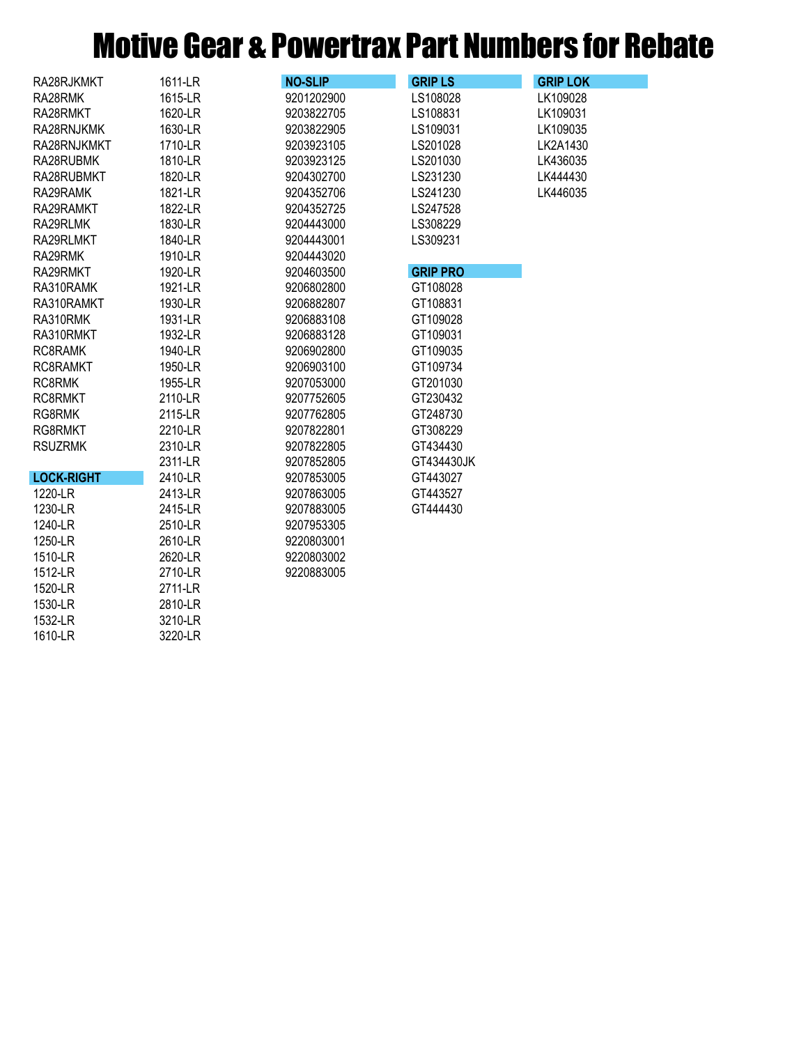# Motive Gear & Powertrax Part Numbers for Rebate

RA28RJKMKT
RA28RMK
RA28RMKT
RA28RNJKMK
RA28RNJKMKT
RA28RUBMK
RA28RUBMKT
RA29RAMK
RA29RAMKT
RA29RLMK
RA29RLMKT
RA29RMK
RA29RMKT
RA310RAMK
RA310RAMKT
RA310RMK
RA310RMKT
RC8RAMK
RC8RAMKT
RC8RMK
RC8RMKT
RG8RMK
RG8RMKT
RSUZRMK

**LOCK-RIGHT**

1220-LR
1230-LR
1240-LR
1250-LR
1510-LR
1512-LR
1520-LR
1530-LR
1532-LR
1610-LR
1611-LR
1615-LR
1620-LR
1630-LR
1710-LR
1810-LR
1820-LR
1821-LR
1822-LR
1830-LR
1840-LR
1910-LR
1920-LR
1921-LR
1930-LR
1931-LR
1932-LR
1940-LR
1950-LR
1955-LR
2110-LR
2115-LR
2210-LR
2310-LR
2311-LR
2410-LR
2413-LR
2415-LR
2510-LR
2610-LR
2620-LR
2710-LR
2711-LR
2810-LR
3210-LR
3220-LR

**NO-SLIP**

9201202900
9203822705
9203822905
9203923105
9203923125
9204302700
9204352706
9204352725
9204443000
9204443001
9204443020
9204603500
9206802800
9206882807
9206883108
9206883128
9206902800
9206903100
9207053000
9207752605
9207762805
9207822801
9207822805
9207852805
9207853005
9207863005
9207883005
9207953305
9220803001
9220803002
9220883005

**GRIP LS**

LS108028
LS108831
LS109031
LS201028
LS201030
LS231230
LS241230
LS247528
LS308229
LS309231

**GRIP PRO**

GT108028
GT108831
GT109028
GT109031
GT109035
GT109734
GT201030
GT230432
GT248730
GT308229
GT434430
GT434430JK
GT443027
GT443527
GT444430

**GRIP LOK**

LK109028
LK109031
LK109035
LK2A1430
LK436035
LK444430
LK446035